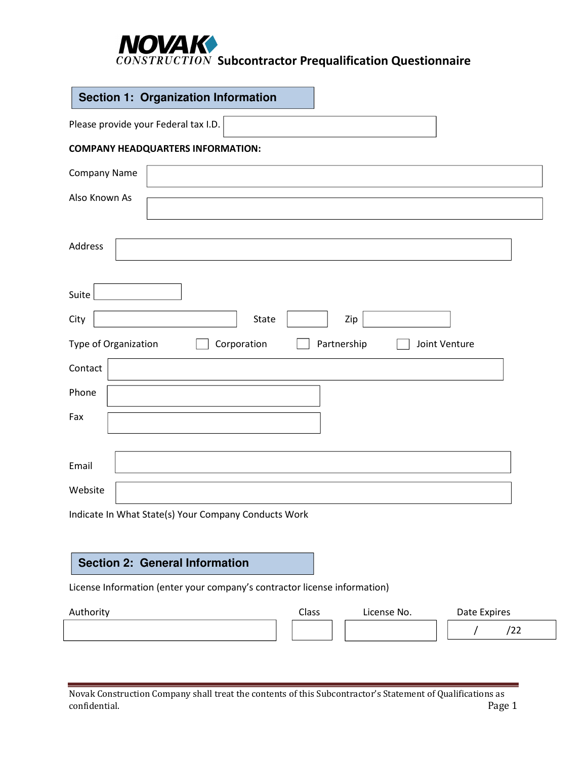# NOVAK CONSTRUCTION Subcontractor Prequalification Questionnaire

## Section 1: Organization Information

Please provide your Federal tax I.D. \_\_\_\_\_\_\_\_\_\_

**COMPANY HEADQUARTERS INFORMATION:**

Company Name \_\_\_\_\_\_\_\_\_\_

Also Known As \_\_\_\_\_\_\_\_\_\_

Address \_\_\_\_\_\_\_\_\_\_

Suite \_\_\_\_\_\_\_\_\_\_

City \_\_\_\_\_\_\_\_\_\_ State \_\_\_\_\_\_\_\_\_\_ Zip \_\_\_\_\_\_\_\_\_\_

Type of Organization ☐ Corporation ☐ Partnership ☐ Joint Venture

Contact \_\_\_\_\_\_\_\_\_\_

Phone \_\_\_\_\_\_\_\_\_\_

Fax \_\_\_\_\_\_\_\_\_\_

Email \_\_\_\_\_\_\_\_\_\_

Website \_\_\_\_\_\_\_\_\_\_

Indicate In What State(s) Your Company Conducts Work

## Section 2: General Information

License Information (enter your company's contractor license information)

| Authority | Class | License No. | Date Expires |
|---|---|---|---|
| | | | / /22 |

Novak Construction Company shall treat the contents of this Subcontractor's Statement of Qualifications as confidential.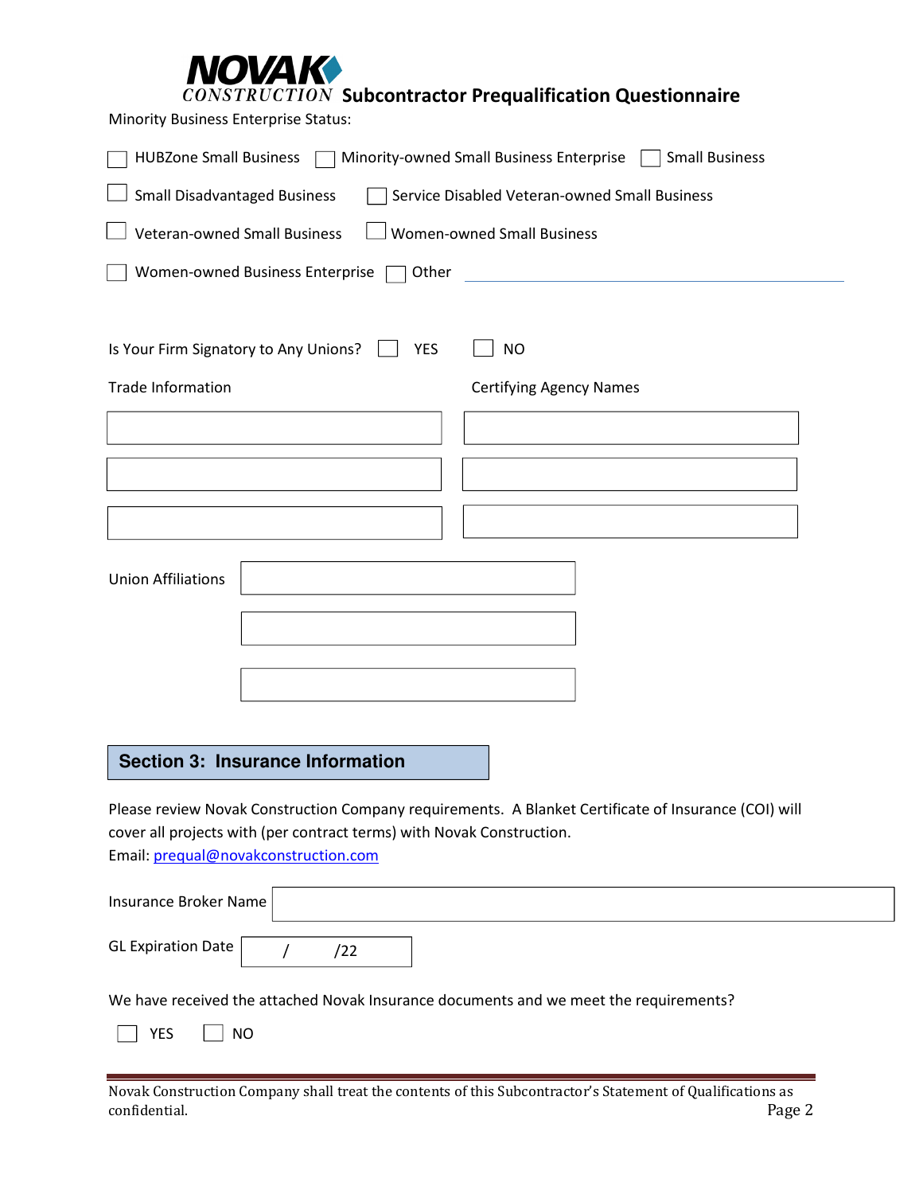# NOVAK CONSTRUCTION Subcontractor Prequalification Questionnaire

Minority Business Enterprise Status:

☐ HUBZone Small Business ☐ Minority-owned Small Business Enterprise ☐ Small Business

☐ Small Disadvantaged Business ☐ Service Disabled Veteran-owned Small Business

☐ Veteran-owned Small Business ☐ Women-owned Small Business

☐ Women-owned Business Enterprise ☐ Other \_\_\_\_\_\_\_\_\_\_\_\_\_\_\_\_\_\_\_\_

Is Your Firm Signatory to Any Unions? ☐ YES ☐ NO

| Trade Information | Certifying Agency Names |
|---|---|
| | |
| | |
| | |

Union Affiliations

| |
|---|
| |
| |
| |

## Section 3: Insurance Information

Please review Novak Construction Company requirements. A Blanket Certificate of Insurance (COI) will cover all projects with (per contract terms) with Novak Construction.
Email: prequal@novakconstruction.com

Insurance Broker Name \_\_\_\_\_\_\_\_\_\_\_\_\_\_\_\_\_\_\_\_

GL Expiration Date / /22

We have received the attached Novak Insurance documents and we meet the requirements?

☐ YES ☐ NO

Novak Construction Company shall treat the contents of this Subcontractor's Statement of Qualifications as confidential.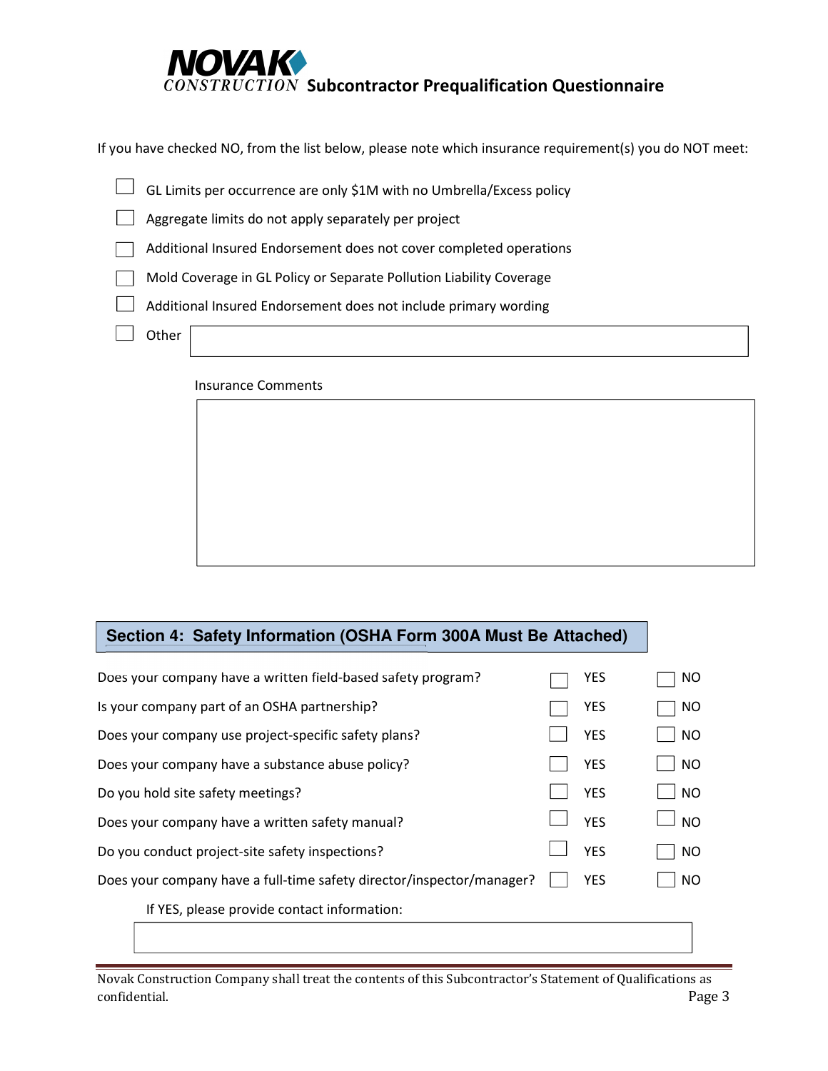If you have checked NO, from the list below, please note which insurance requirement(s) you do NOT meet:

- ☐ GL Limits per occurrence are only $1M with no Umbrella/Excess policy
- ☐ Aggregate limits do not apply separately per project
- ☐ Additional Insured Endorsement does not cover completed operations
- ☐ Mold Coverage in GL Policy or Separate Pollution Liability Coverage
- ☐ Additional Insured Endorsement does not include primary wording
- ☐ Other ____________________

Insurance Comments

____________________

## Section 4: Safety Information (OSHA Form 300A Must Be Attached)

| Question | | |
|---|---|---|
| Does your company have a written field-based safety program? | ☐ YES | ☐ NO |
| Is your company part of an OSHA partnership? | ☐ YES | ☐ NO |
| Does your company use project-specific safety plans? | ☐ YES | ☐ NO |
| Does your company have a substance abuse policy? | ☐ YES | ☐ NO |
| Do you hold site safety meetings? | ☐ YES | ☐ NO |
| Does your company have a written safety manual? | ☐ YES | ☐ NO |
| Do you conduct project-site safety inspections? | ☐ YES | ☐ NO |
| Does your company have a full-time safety director/inspector/manager? | ☐ YES | ☐ NO |

If YES, please provide contact information:

____________________

Novak Construction Company shall treat the contents of this Subcontractor's Statement of Qualifications as confidential.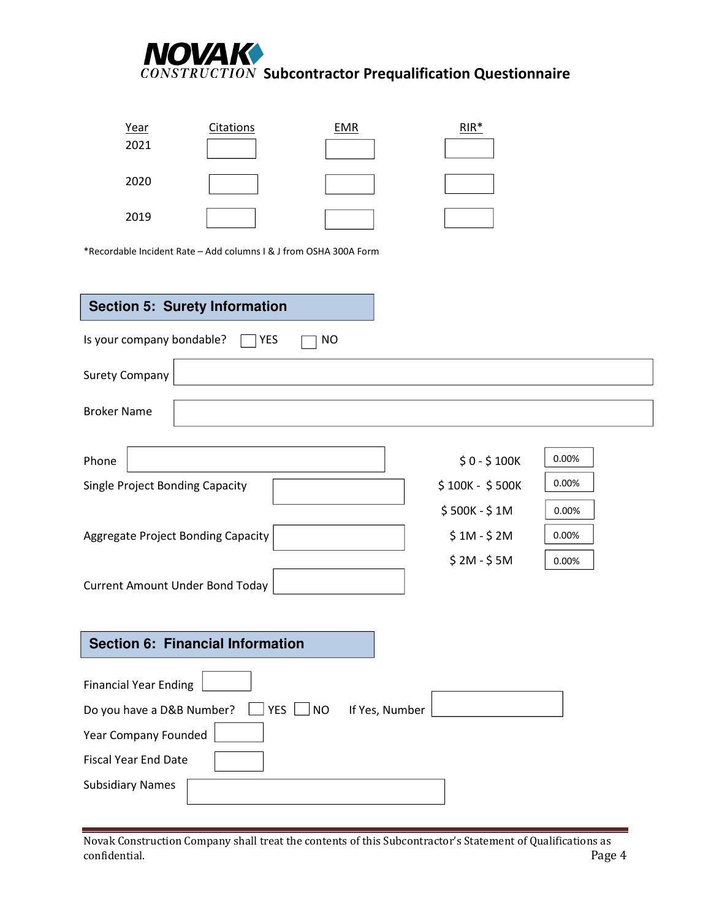NOVAK CONSTRUCTION **Subcontractor Prequalification Questionnaire**

| Year | Citations | EMR | RIR* |
|---|---|---|---|
| 2021 | | | |
| 2020 | | | |
| 2019 | | | |

*Recordable Incident Rate – Add columns I & J from OSHA 300A Form

## Section 5: Surety Information

Is your company bondable? ☐ YES ☐ NO

Surety Company

Broker Name

Phone

Single Project Bonding Capacity

Aggregate Project Bonding Capacity

Current Amount Under Bond Today

| | |
|---|---|
| $ 0 - $ 100K | 0.00% |
| $ 100K - $ 500K | 0.00% |
| $ 500K - $ 1M | 0.00% |
| $ 1M - $ 2M | 0.00% |
| $ 2M - $ 5M | 0.00% |

## Section 6: Financial Information

Financial Year Ending

Do you have a D&B Number? ☐ YES ☐ NO If Yes, Number

Year Company Founded

Fiscal Year End Date

Subsidiary Names

Novak Construction Company shall treat the contents of this Subcontractor's Statement of Qualifications as confidential.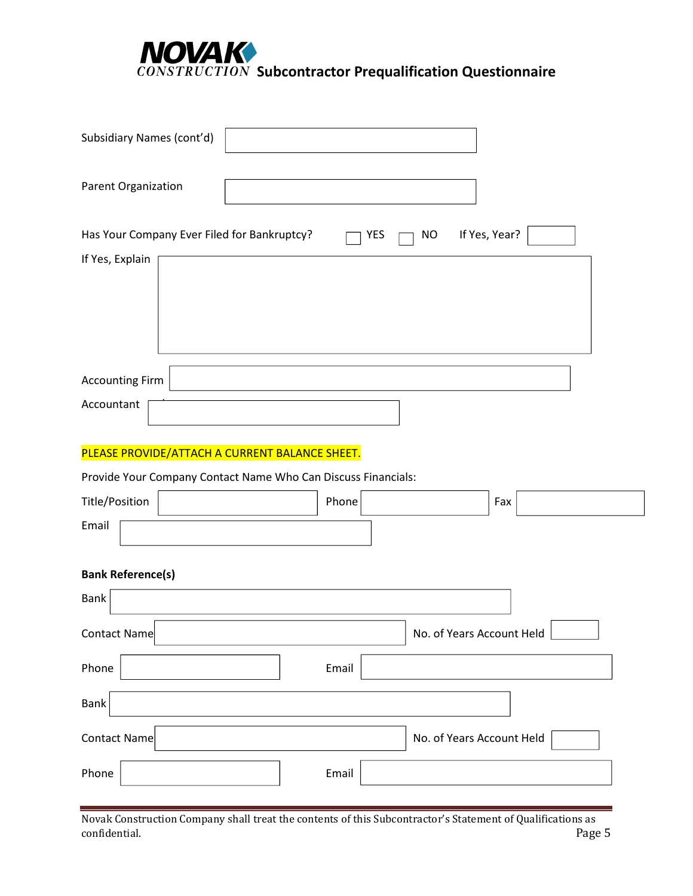Subsidiary Names (cont'd) ____________________

Parent Organization ____________________

Has Your Company Ever Filed for Bankruptcy? ☐ YES ☐ NO If Yes, Year? ______

If Yes, Explain ____________________

Accounting Firm ____________________

Accountant ____________________

PLEASE PROVIDE/ATTACH A CURRENT BALANCE SHEET.

Provide Your Company Contact Name Who Can Discuss Financials:

Title/Position ______________ Phone ______________ Fax ______________

Email ____________________

**Bank Reference(s)**

Bank ____________________

Contact Name ____________________ No. of Years Account Held ______

Phone ______________ Email ____________________

Bank ____________________

Contact Name ____________________ No. of Years Account Held ______

Phone ______________ Email ____________________

Novak Construction Company shall treat the contents of this Subcontractor's Statement of Qualifications as confidential.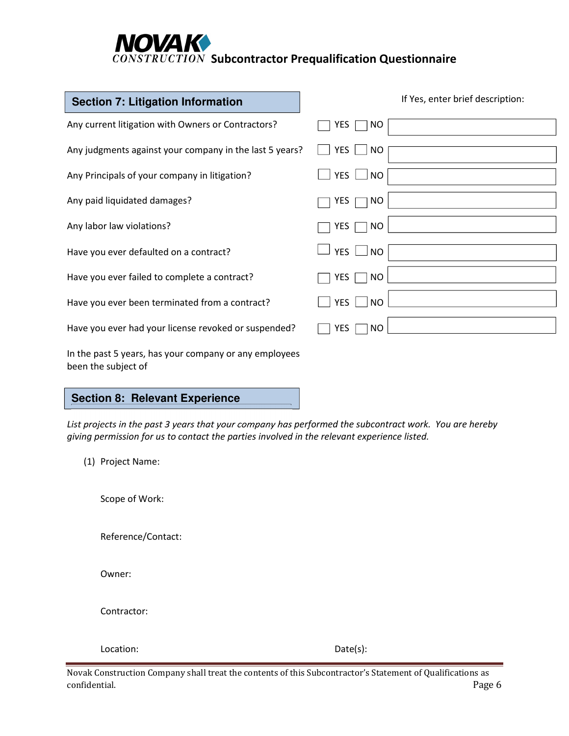## Section 7: Litigation Information

| Question | YES / NO | If Yes, enter brief description: |
|---|---|---|
| Any current litigation with Owners or Contractors? | ☐ YES ☐ NO | |
| Any judgments against your company in the last 5 years? | ☐ YES ☐ NO | |
| Any Principals of your company in litigation? | ☐ YES ☐ NO | |
| Any paid liquidated damages? | ☐ YES ☐ NO | |
| Any labor law violations? | ☐ YES ☐ NO | |
| Have you ever defaulted on a contract? | ☐ YES ☐ NO | |
| Have you ever failed to complete a contract? | ☐ YES ☐ NO | |
| Have you ever been terminated from a contract? | ☐ YES ☐ NO | |
| Have you ever had your license revoked or suspended? | ☐ YES ☐ NO | |

In the past 5 years, has your company or any employees been the subject of

## Section 8: Relevant Experience

*List projects in the past 3 years that your company has performed the subcontract work. You are hereby giving permission for us to contact the parties involved in the relevant experience listed.*

(1) Project Name:

Scope of Work:

Reference/Contact:

Owner:

Contractor:

Location: Date(s):

Novak Construction Company shall treat the contents of this Subcontractor's Statement of Qualifications as confidential.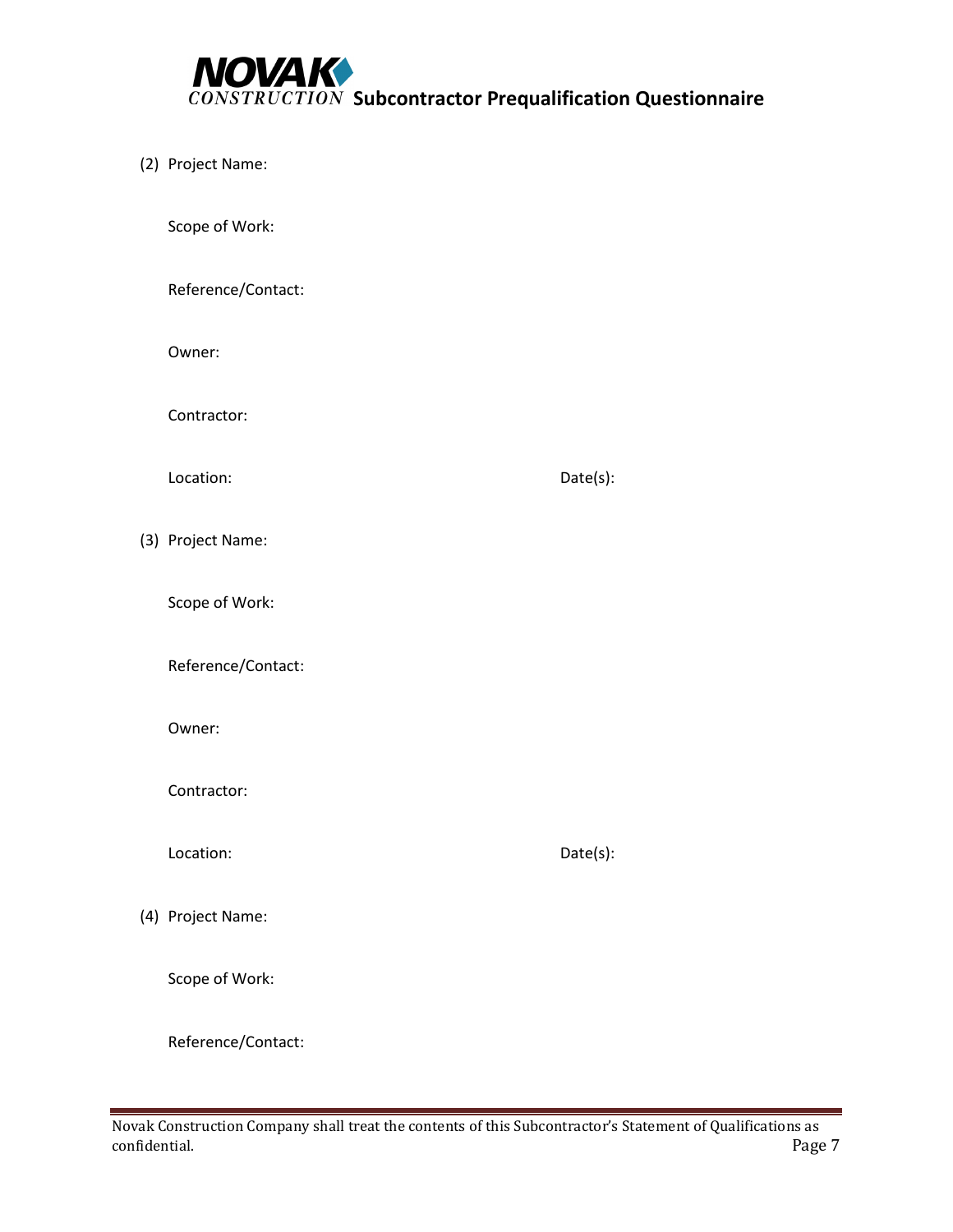(2) Project Name:

Scope of Work:

Reference/Contact:

Owner:

Contractor:

Location: Date(s):

(3) Project Name:

Scope of Work:

Reference/Contact:

Owner:

Contractor:

Location: Date(s):

(4) Project Name:

Scope of Work:

Reference/Contact: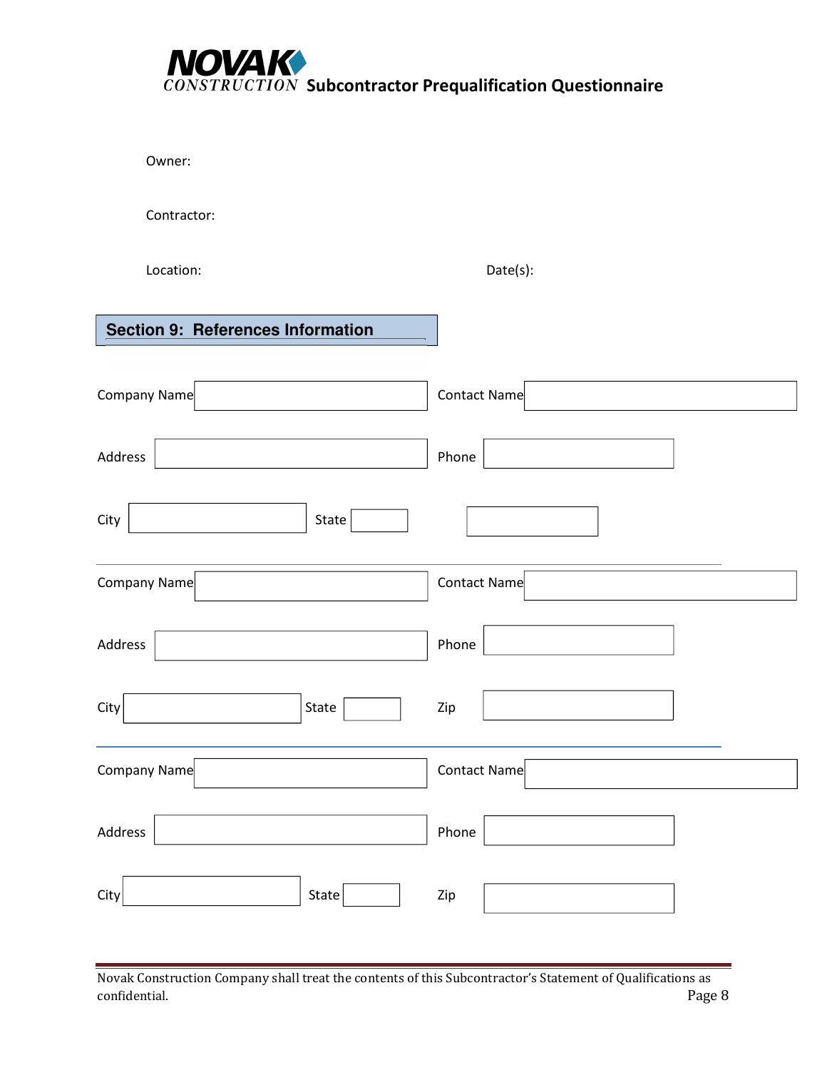Owner:

Contractor:

Location: Date(s):

## Section 9: References Information

| | | | |
|---|---|---|---|
| Company Name | | Contact Name | |
| Address | | Phone | |
| City | | State | |

---

| | | | |
|---|---|---|---|
| Company Name | | Contact Name | |
| Address | | Phone | |
| City | | State | |
| Zip | | | |

---

| | | | |
|---|---|---|---|
| Company Name | | Contact Name | |
| Address | | Phone | |
| City | | State | |
| Zip | | | |

Novak Construction Company shall treat the contents of this Subcontractor's Statement of Qualifications as confidential.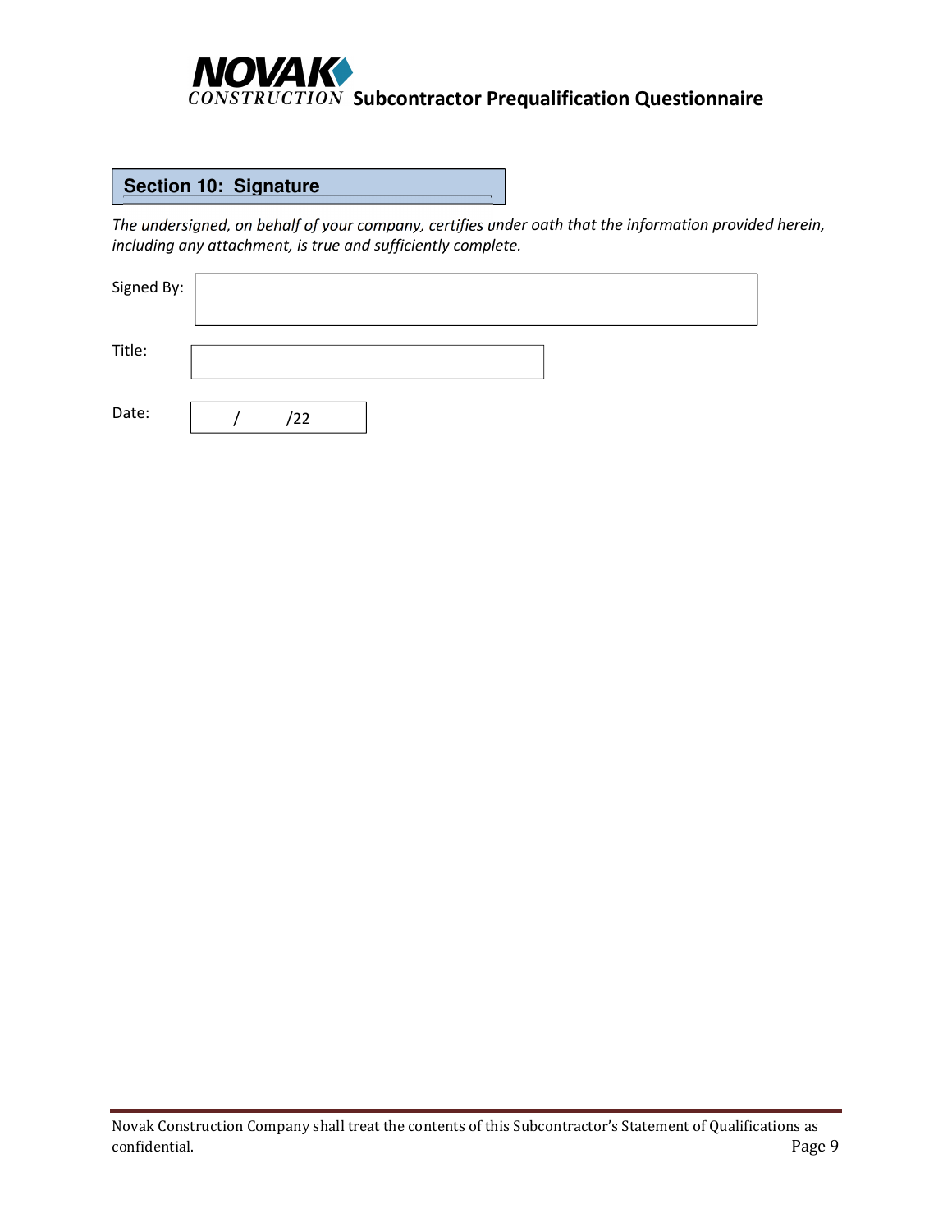## Section 10: Signature

*The undersigned, on behalf of your company, certifies under oath that the information provided herein, including any attachment, is true and sufficiently complete.*

Signed By:

Title:

Date: / /22